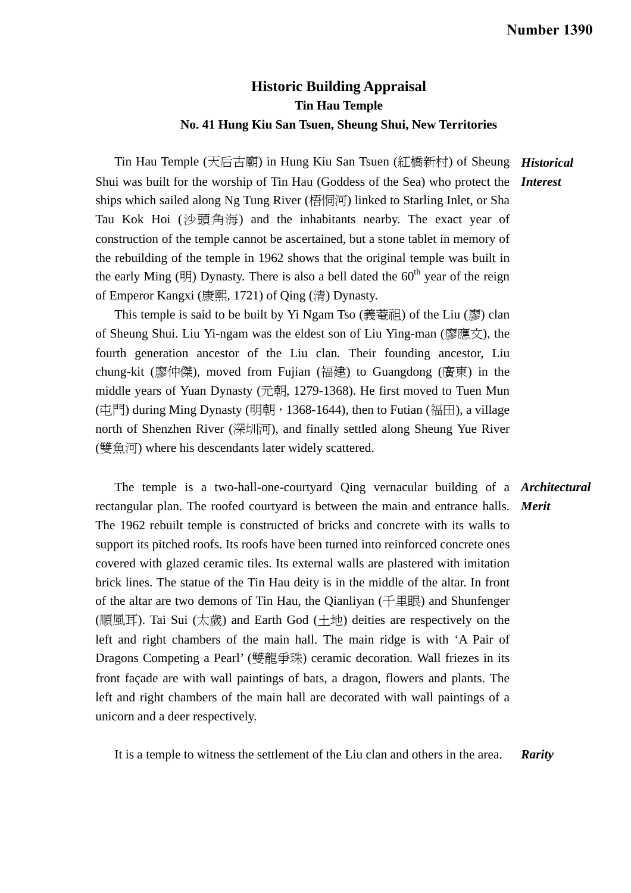**Number 1390**

# Historic Building Appraisal

## Tin Hau Temple

## No. 41 Hung Kiu San Tsuen, Sheung Shui, New Territories

***Historical Interest***

Tin Hau Temple (天后古廟) in Hung Kiu San Tsuen (紅橋新村) of Sheung Shui was built for the worship of Tin Hau (Goddess of the Sea) who protect the ships which sailed along Ng Tung River (梧桐河) linked to Starling Inlet, or Sha Tau Kok Hoi (沙頭角海) and the inhabitants nearby. The exact year of construction of the temple cannot be ascertained, but a stone tablet in memory of the rebuilding of the temple in 1962 shows that the original temple was built in the early Ming (明) Dynasty. There is also a bell dated the 60th year of the reign of Emperor Kangxi (康熙, 1721) of Qing (清) Dynasty.

This temple is said to be built by Yi Ngam Tso (義菴祖) of the Liu (廖) clan of Sheung Shui. Liu Yi-ngam was the eldest son of Liu Ying-man (廖應文), the fourth generation ancestor of the Liu clan. Their founding ancestor, Liu chung-kit (廖仲傑), moved from Fujian (福建) to Guangdong (廣東) in the middle years of Yuan Dynasty (元朝, 1279-1368). He first moved to Tuen Mun (屯門) during Ming Dynasty (明朝，1368-1644), then to Futian (福田), a village north of Shenzhen River (深圳河), and finally settled along Sheung Yue River (雙魚河) where his descendants later widely scattered.

***Architectural Merit***

The temple is a two-hall-one-courtyard Qing vernacular building of a rectangular plan. The roofed courtyard is between the main and entrance halls. The 1962 rebuilt temple is constructed of bricks and concrete with its walls to support its pitched roofs. Its roofs have been turned into reinforced concrete ones covered with glazed ceramic tiles. Its external walls are plastered with imitation brick lines. The statue of the Tin Hau deity is in the middle of the altar. In front of the altar are two demons of Tin Hau, the Qianliyan (千里眼) and Shunfenger (順風耳). Tai Sui (太歲) and Earth God (土地) deities are respectively on the left and right chambers of the main hall. The main ridge is with 'A Pair of Dragons Competing a Pearl' (雙龍爭珠) ceramic decoration. Wall friezes in its front façade are with wall paintings of bats, a dragon, flowers and plants. The left and right chambers of the main hall are decorated with wall paintings of a unicorn and a deer respectively.

***Rarity***

It is a temple to witness the settlement of the Liu clan and others in the area.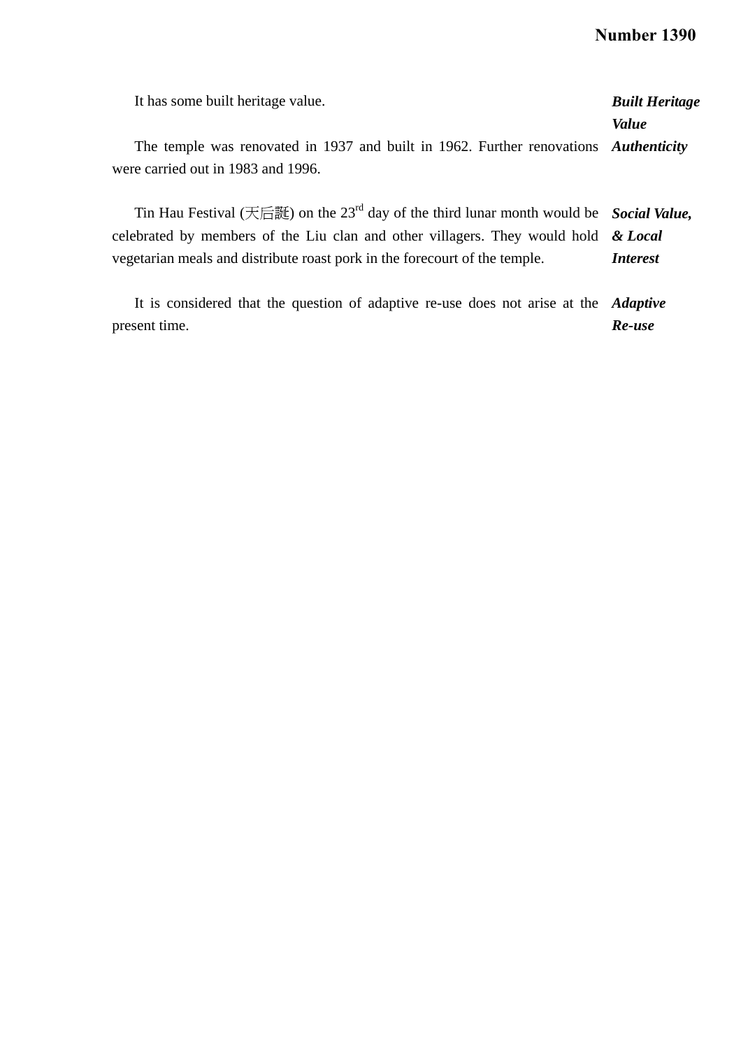It has some built heritage value. ***Built Heritage Value***

The temple was renovated in 1937 and built in 1962. Further renovations were carried out in 1983 and 1996. ***Authenticity***

Tin Hau Festival (天后誕) on the 23rd day of the third lunar month would be celebrated by members of the Liu clan and other villagers. They would hold vegetarian meals and distribute roast pork in the forecourt of the temple. ***Social Value, & Local Interest***

It is considered that the question of adaptive re-use does not arise at the present time. ***Adaptive Re-use***